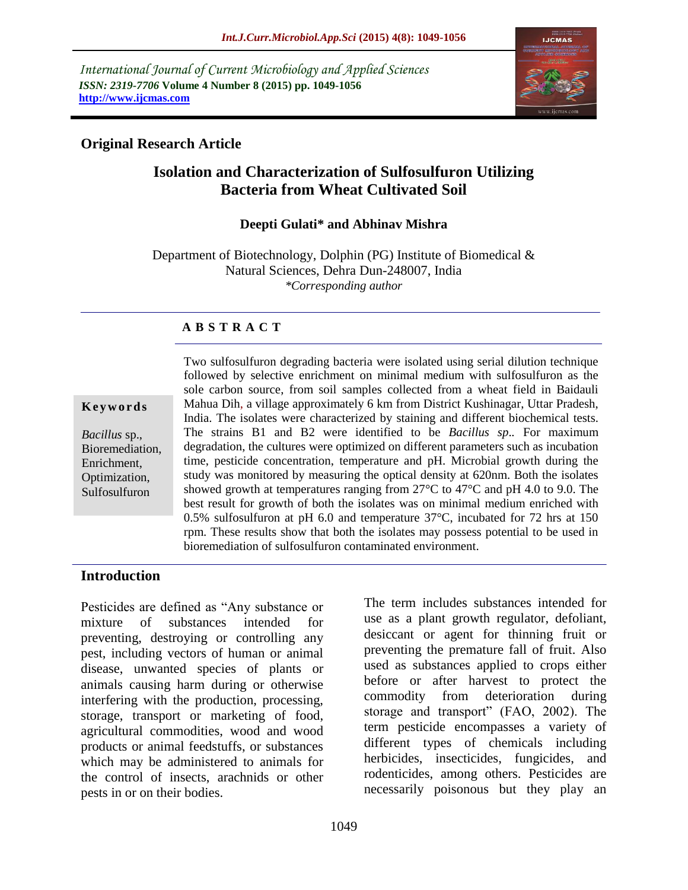International Journal of Current Microbiology and Applied Sciences
*ISSN: 2319-7706* **Volume 4 Number 8 (2015) pp. 1049-1056**
**http://www.ijcmas.com**

**Original Research Article**

# Isolation and Characterization of Sulfosulfuron Utilizing Bacteria from Wheat Cultivated Soil

**Deepti Gulati\* and Abhinav Mishra**

Department of Biotechnology, Dolphin (PG) Institute of Biomedical & Natural Sciences, Dehra Dun-248007, India
*\*Corresponding author*

## ABSTRACT

**Keywords**

*Bacillus* sp., Bioremediation, Enrichment, Optimization, Sulfosulfuron

Two sulfosulfuron degrading bacteria were isolated using serial dilution technique followed by selective enrichment on minimal medium with sulfosulfuron as the sole carbon source, from soil samples collected from a wheat field in Baidauli Mahua Dih, a village approximately 6 km from District Kushinagar, Uttar Pradesh, India. The isolates were characterized by staining and different biochemical tests. The strains B1 and B2 were identified to be *Bacillus sp*.. For maximum degradation, the cultures were optimized on different parameters such as incubation time, pesticide concentration, temperature and pH. Microbial growth during the study was monitored by measuring the optical density at 620nm. Both the isolates showed growth at temperatures ranging from 27°C to 47°C and pH 4.0 to 9.0. The best result for growth of both the isolates was on minimal medium enriched with 0.5% sulfosulfuron at pH 6.0 and temperature 37°C, incubated for 72 hrs at 150 rpm. These results show that both the isolates may possess potential to be used in bioremediation of sulfosulfuron contaminated environment.

## Introduction

Pesticides are defined as "Any substance or mixture of substances intended for preventing, destroying or controlling any pest, including vectors of human or animal disease, unwanted species of plants or animals causing harm during or otherwise interfering with the production, processing, storage, transport or marketing of food, agricultural commodities, wood and wood products or animal feedstuffs, or substances which may be administered to animals for the control of insects, arachnids or other pests in or on their bodies.

The term includes substances intended for use as a plant growth regulator, defoliant, desiccant or agent for thinning fruit or preventing the premature fall of fruit. Also used as substances applied to crops either before or after harvest to protect the commodity from deterioration during storage and transport" (FAO, 2002). The term pesticide encompasses a variety of different types of chemicals including herbicides, insecticides, fungicides, and rodenticides, among others. Pesticides are necessarily poisonous but they play an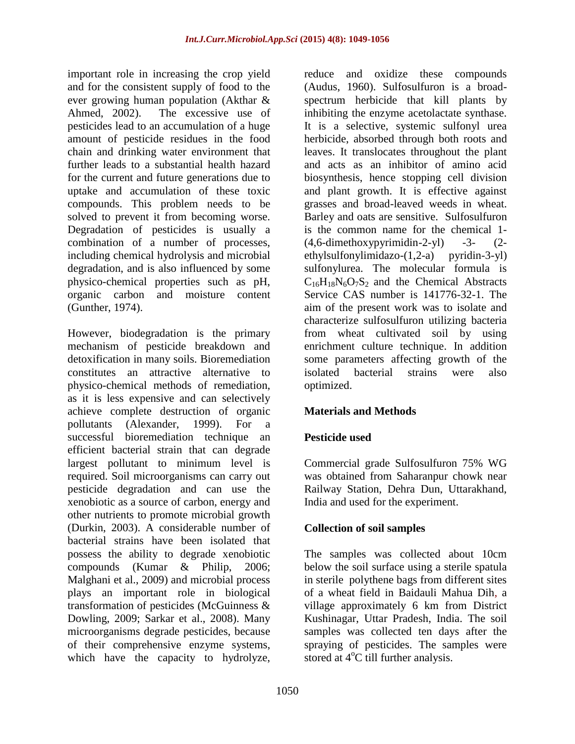important role in increasing the crop yield and for the consistent supply of food to the ever growing human population (Akthar & Ahmed, 2002). The excessive use of pesticides lead to an accumulation of a huge amount of pesticide residues in the food chain and drinking water environment that further leads to a substantial health hazard for the current and future generations due to uptake and accumulation of these toxic compounds. This problem needs to be solved to prevent it from becoming worse. Degradation of pesticides is usually a combination of a number of processes, including chemical hydrolysis and microbial degradation, and is also influenced by some physico-chemical properties such as pH, organic carbon and moisture content (Gunther, 1974).

However, biodegradation is the primary mechanism of pesticide breakdown and detoxification in many soils. Bioremediation constitutes an attractive alternative to physico-chemical methods of remediation, as it is less expensive and can selectively achieve complete destruction of organic pollutants (Alexander, 1999). For a successful bioremediation technique an efficient bacterial strain that can degrade largest pollutant to minimum level is required. Soil microorganisms can carry out pesticide degradation and can use the xenobiotic as a source of carbon, energy and other nutrients to promote microbial growth (Durkin, 2003). A considerable number of bacterial strains have been isolated that possess the ability to degrade xenobiotic compounds (Kumar & Philip, 2006; Malghani et al., 2009) and microbial process plays an important role in biological transformation of pesticides (McGuinness & Dowling, 2009; Sarkar et al., 2008). Many microorganisms degrade pesticides, because of their comprehensive enzyme systems, which have the capacity to hydrolyze, reduce and oxidize these compounds (Audus, 1960). Sulfosulfuron is a broad-spectrum herbicide that kill plants by inhibiting the enzyme acetolactate synthase. It is a selective, systemic sulfonyl urea herbicide, absorbed through both roots and leaves. It translocates throughout the plant and acts as an inhibitor of amino acid biosynthesis, hence stopping cell division and plant growth. It is effective against grasses and broad-leaved weeds in wheat. Barley and oats are sensitive. Sulfosulfuron is the common name for the chemical 1-(4,6-dimethoxypyrimidin-2-yl) -3- (2-ethylsulfonylimidazo-(1,2-a) pyridin-3-yl) sulfonylurea. The molecular formula is $C_{16}H_{18}N_6O_7S_2$ and the Chemical Abstracts Service CAS number is 141776-32-1. The aim of the present work was to isolate and characterize sulfosulfuron utilizing bacteria from wheat cultivated soil by using enrichment culture technique. In addition some parameters affecting growth of the isolated bacterial strains were also optimized.

## Materials and Methods

### Pesticide used

Commercial grade Sulfosulfuron 75% WG was obtained from Saharanpur chowk near Railway Station, Dehra Dun, Uttarakhand, India and used for the experiment.

### Collection of soil samples

The samples was collected about 10cm below the soil surface using a sterile spatula in sterile polythene bags from different sites of a wheat field in Baidauli Mahua Dih, a village approximately 6 km from District Kushinagar, Uttar Pradesh, India. The soil samples was collected ten days after the spraying of pesticides. The samples were stored at $4^{o}C$ till further analysis.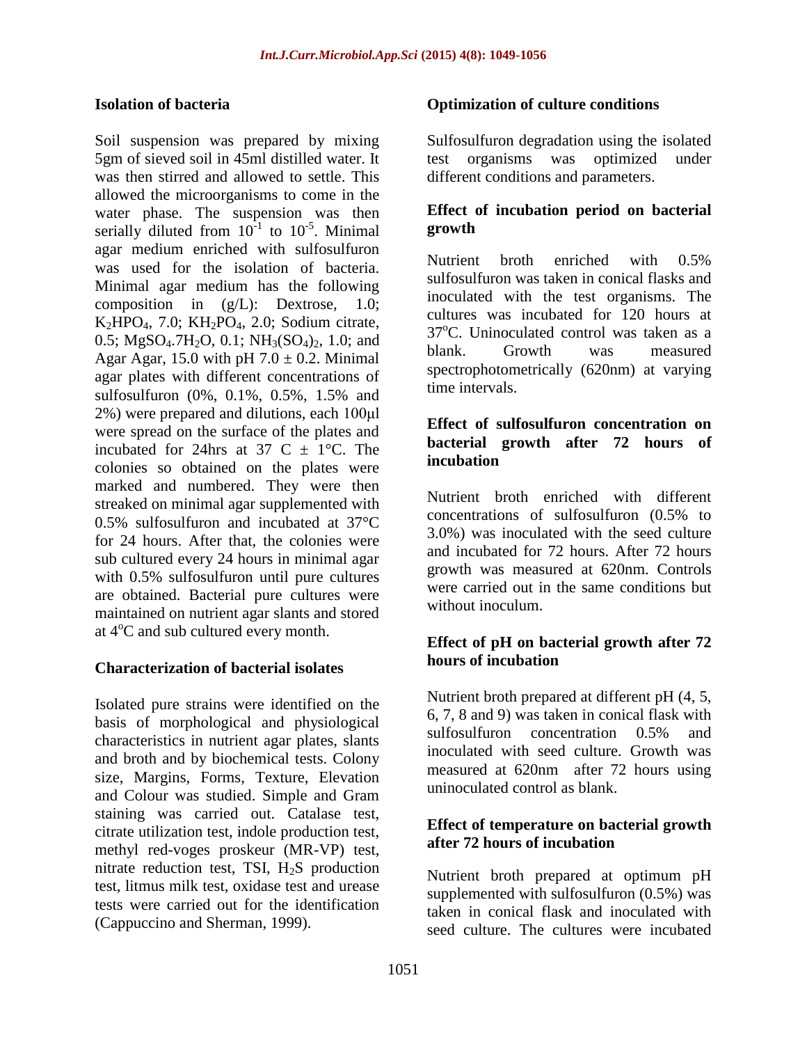### Isolation of bacteria

Soil suspension was prepared by mixing 5gm of sieved soil in 45ml distilled water. It was then stirred and allowed to settle. This allowed the microorganisms to come in the water phase. The suspension was then serially diluted from $10^{-1}$ to $10^{-5}$. Minimal agar medium enriched with sulfosulfuron was used for the isolation of bacteria. Minimal agar medium has the following composition in (g/L): Dextrose, 1.0; $K_2HPO_4$, 7.0; $KH_2PO_4$, 2.0; Sodium citrate, 0.5; $MgSO_4.7H_2O$, 0.1; $NH_3(SO_4)_2$, 1.0; and Agar Agar, 15.0 with pH $7.0 \pm 0.2$. Minimal agar plates with different concentrations of sulfosulfuron (0%, 0.1%, 0.5%, 1.5% and 2%) were prepared and dilutions, each 100µl were spread on the surface of the plates and incubated for 24hrs at 37 C ± 1°C. The colonies so obtained on the plates were marked and numbered. They were then streaked on minimal agar supplemented with 0.5% sulfosulfuron and incubated at 37°C for 24 hours. After that, the colonies were sub cultured every 24 hours in minimal agar with 0.5% sulfosulfuron until pure cultures are obtained. Bacterial pure cultures were maintained on nutrient agar slants and stored at $4^oC$ and sub cultured every month.

### Characterization of bacterial isolates

Isolated pure strains were identified on the basis of morphological and physiological characteristics in nutrient agar plates, slants and broth and by biochemical tests. Colony size, Margins, Forms, Texture, Elevation and Colour was studied. Simple and Gram staining was carried out. Catalase test, citrate utilization test, indole production test, methyl red-voges proskeur (MR-VP) test, nitrate reduction test, TSI, $H_2S$ production test, litmus milk test, oxidase test and urease tests were carried out for the identification (Cappuccino and Sherman, 1999).

### Optimization of culture conditions

Sulfosulfuron degradation using the isolated test organisms was optimized under different conditions and parameters.

#### Effect of incubation period on bacterial growth

Nutrient broth enriched with 0.5% sulfosulfuron was taken in conical flasks and inoculated with the test organisms. The cultures was incubated for 120 hours at $37^oC$. Uninoculated control was taken as a blank. Growth was measured spectrophotometrically (620nm) at varying time intervals.

#### Effect of sulfosulfuron concentration on bacterial growth after 72 hours of incubation

Nutrient broth enriched with different concentrations of sulfosulfuron (0.5% to 3.0%) was inoculated with the seed culture and incubated for 72 hours. After 72 hours growth was measured at 620nm. Controls were carried out in the same conditions but without inoculum.

#### Effect of pH on bacterial growth after 72 hours of incubation

Nutrient broth prepared at different pH (4, 5, 6, 7, 8 and 9) was taken in conical flask with sulfosulfuron concentration 0.5% and inoculated with seed culture. Growth was measured at 620nm after 72 hours using uninoculated control as blank.

#### Effect of temperature on bacterial growth after 72 hours of incubation

Nutrient broth prepared at optimum pH supplemented with sulfosulfuron (0.5%) was taken in conical flask and inoculated with seed culture. The cultures were incubated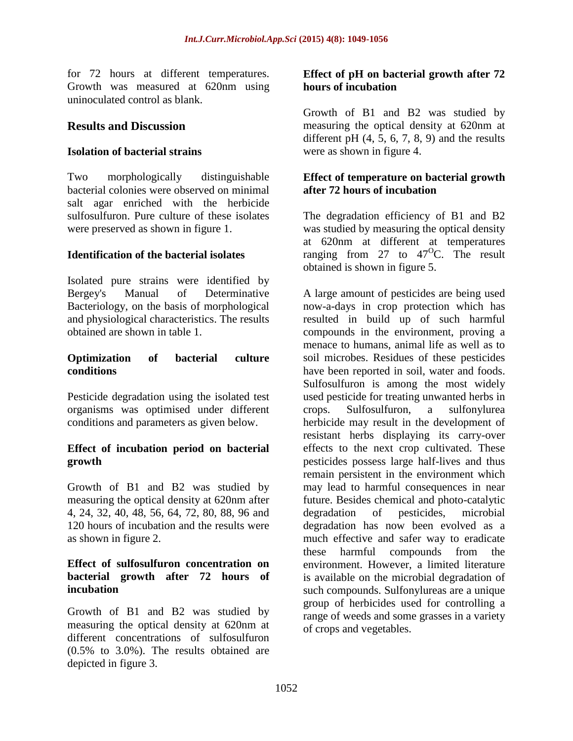for 72 hours at different temperatures. Growth was measured at 620nm using uninoculated control as blank.

## Results and Discussion

### Isolation of bacterial strains

Two morphologically distinguishable bacterial colonies were observed on minimal salt agar enriched with the herbicide sulfosulfuron. Pure culture of these isolates were preserved as shown in figure 1.

### Identification of the bacterial isolates

Isolated pure strains were identified by Bergey's Manual of Determinative Bacteriology, on the basis of morphological and physiological characteristics. The results obtained are shown in table 1.

### Optimization of bacterial culture conditions

Pesticide degradation using the isolated test organisms was optimised under different conditions and parameters as given below.

### Effect of incubation period on bacterial growth

Growth of B1 and B2 was studied by measuring the optical density at 620nm after 4, 24, 32, 40, 48, 56, 64, 72, 80, 88, 96 and 120 hours of incubation and the results were as shown in figure 2.

### Effect of sulfosulfuron concentration on bacterial growth after 72 hours of incubation

Growth of B1 and B2 was studied by measuring the optical density at 620nm at different concentrations of sulfosulfuron (0.5% to 3.0%). The results obtained are depicted in figure 3.

### Effect of pH on bacterial growth after 72 hours of incubation

Growth of B1 and B2 was studied by measuring the optical density at 620nm at different pH (4, 5, 6, 7, 8, 9) and the results were as shown in figure 4.

### Effect of temperature on bacterial growth after 72 hours of incubation

The degradation efficiency of B1 and B2 was studied by measuring the optical density at 620nm at different at temperatures ranging from 27 to 47$^{O}$C. The result obtained is shown in figure 5.

A large amount of pesticides are being used now-a-days in crop protection which has resulted in build up of such harmful compounds in the environment, proving a menace to humans, animal life as well as to soil microbes. Residues of these pesticides have been reported in soil, water and foods. Sulfosulfuron is among the most widely used pesticide for treating unwanted herbs in crops. Sulfosulfuron, a sulfonylurea herbicide may result in the development of resistant herbs displaying its carry-over effects to the next crop cultivated. These pesticides possess large half-lives and thus remain persistent in the environment which may lead to harmful consequences in near future. Besides chemical and photo-catalytic degradation of pesticides, microbial degradation has now been evolved as a much effective and safer way to eradicate these harmful compounds from the environment. However, a limited literature is available on the microbial degradation of such compounds. Sulfonylureas are a unique group of herbicides used for controlling a range of weeds and some grasses in a variety of crops and vegetables.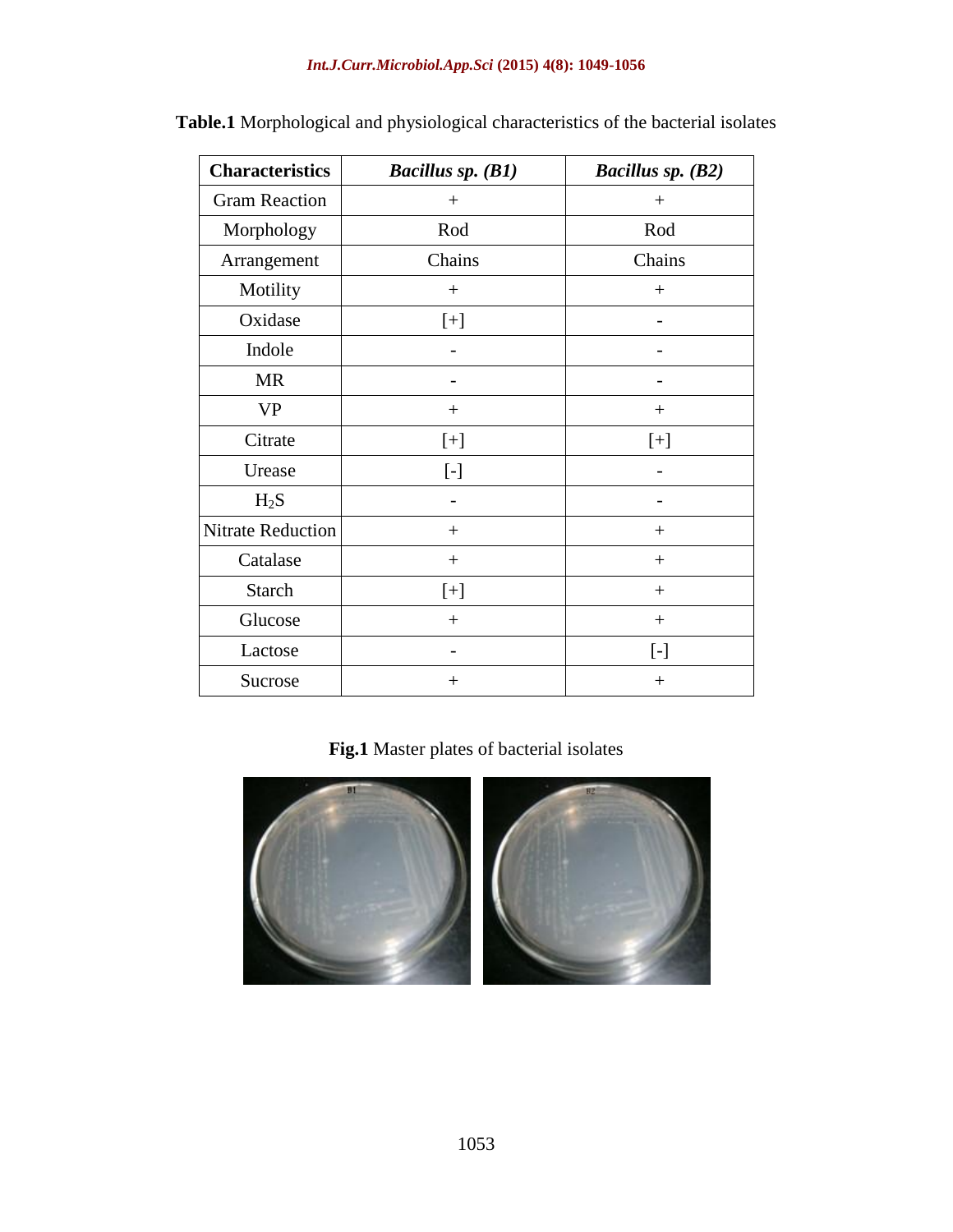**Table.1** Morphological and physiological characteristics of the bacterial isolates

| Characteristics | *Bacillus sp. (B1)* | *Bacillus sp. (B2)* |
|---|---|---|
| Gram Reaction | + | + |
| Morphology | Rod | Rod |
| Arrangement | Chains | Chains |
| Motility | + | + |
| Oxidase | [+] | - |
| Indole | - | - |
| MR | - | - |
| VP | + | + |
| Citrate | [+] | [+] |
| Urease | [-] | - |
| $H_2S$ | - | - |
| Nitrate Reduction | + | + |
| Catalase | + | + |
| Starch | [+] | + |
| Glucose | + | + |
| Lactose | - | [-] |
| Sucrose | + | + |

**Fig.1** Master plates of bacterial isolates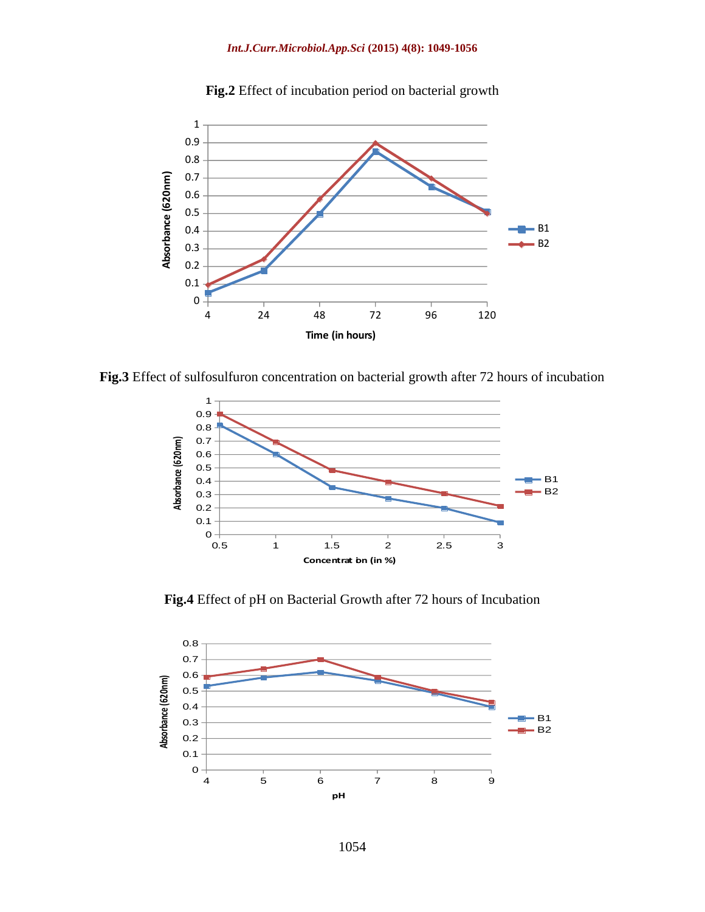**Fig.2** Effect of incubation period on bacterial growth

**Fig.3** Effect of sulfosulfuron concentration on bacterial growth after 72 hours of incubation

**Fig.4** Effect of pH on Bacterial Growth after 72 hours of Incubation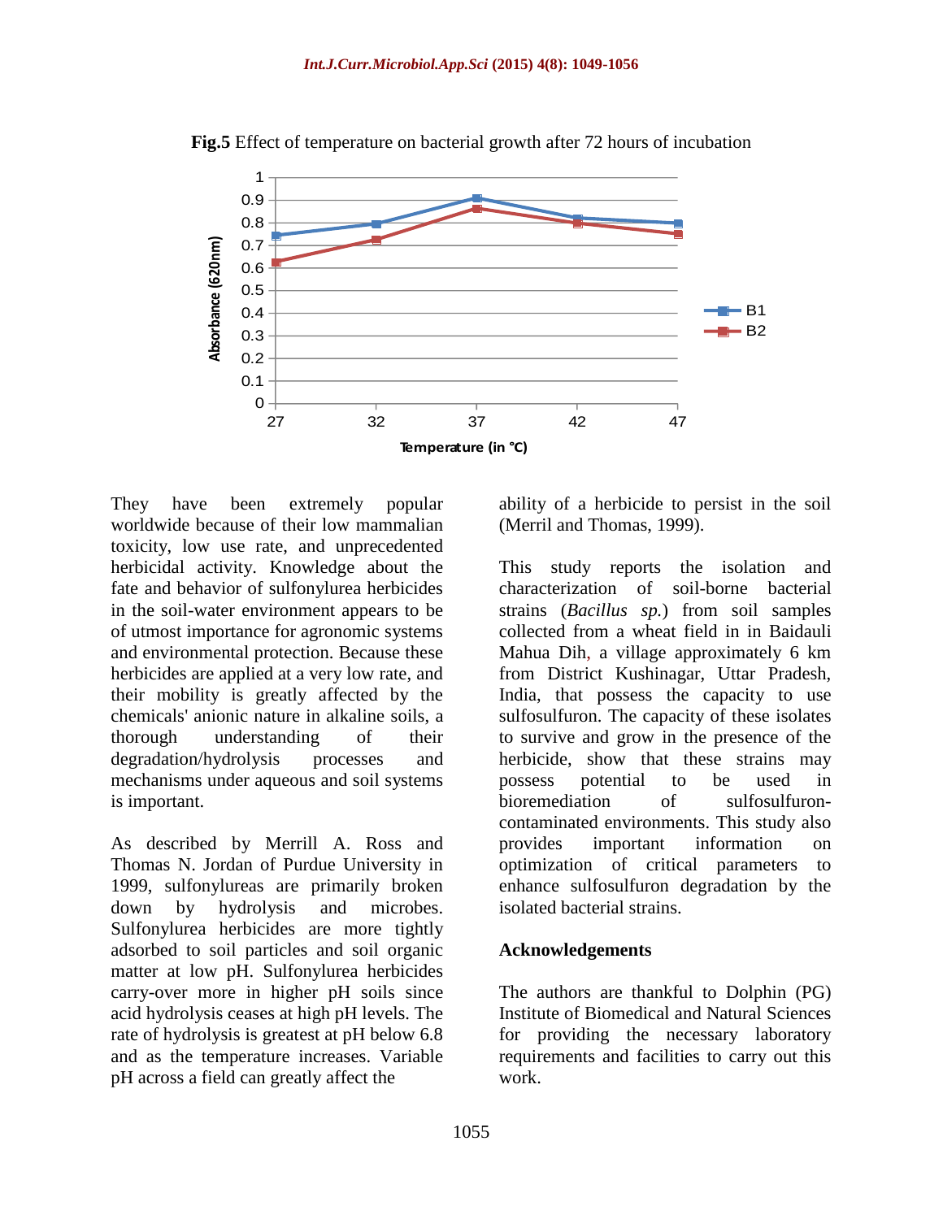**Fig.5** Effect of temperature on bacterial growth after 72 hours of incubation

They have been extremely popular worldwide because of their low mammalian toxicity, low use rate, and unprecedented herbicidal activity. Knowledge about the fate and behavior of sulfonylurea herbicides in the soil-water environment appears to be of utmost importance for agronomic systems and environmental protection. Because these herbicides are applied at a very low rate, and their mobility is greatly affected by the chemicals' anionic nature in alkaline soils, a thorough understanding of their degradation/hydrolysis processes and mechanisms under aqueous and soil systems is important.

As described by Merrill A. Ross and Thomas N. Jordan of Purdue University in 1999, sulfonylureas are primarily broken down by hydrolysis and microbes. Sulfonylurea herbicides are more tightly adsorbed to soil particles and soil organic matter at low pH. Sulfonylurea herbicides carry-over more in higher pH soils since acid hydrolysis ceases at high pH levels. The rate of hydrolysis is greatest at pH below 6.8 and as the temperature increases. Variable pH across a field can greatly affect the ability of a herbicide to persist in the soil (Merril and Thomas, 1999).

This study reports the isolation and characterization of soil-borne bacterial strains (*Bacillus sp.*) from soil samples collected from a wheat field in in Baidauli Mahua Dih, a village approximately 6 km from District Kushinagar, Uttar Pradesh, India, that possess the capacity to use sulfosulfuron. The capacity of these isolates to survive and grow in the presence of the herbicide, show that these strains may possess potential to be used in bioremediation of sulfosulfuron-contaminated environments. This study also provides important information on optimization of critical parameters to enhance sulfosulfuron degradation by the isolated bacterial strains.

## Acknowledgements

The authors are thankful to Dolphin (PG) Institute of Biomedical and Natural Sciences for providing the necessary laboratory requirements and facilities to carry out this work.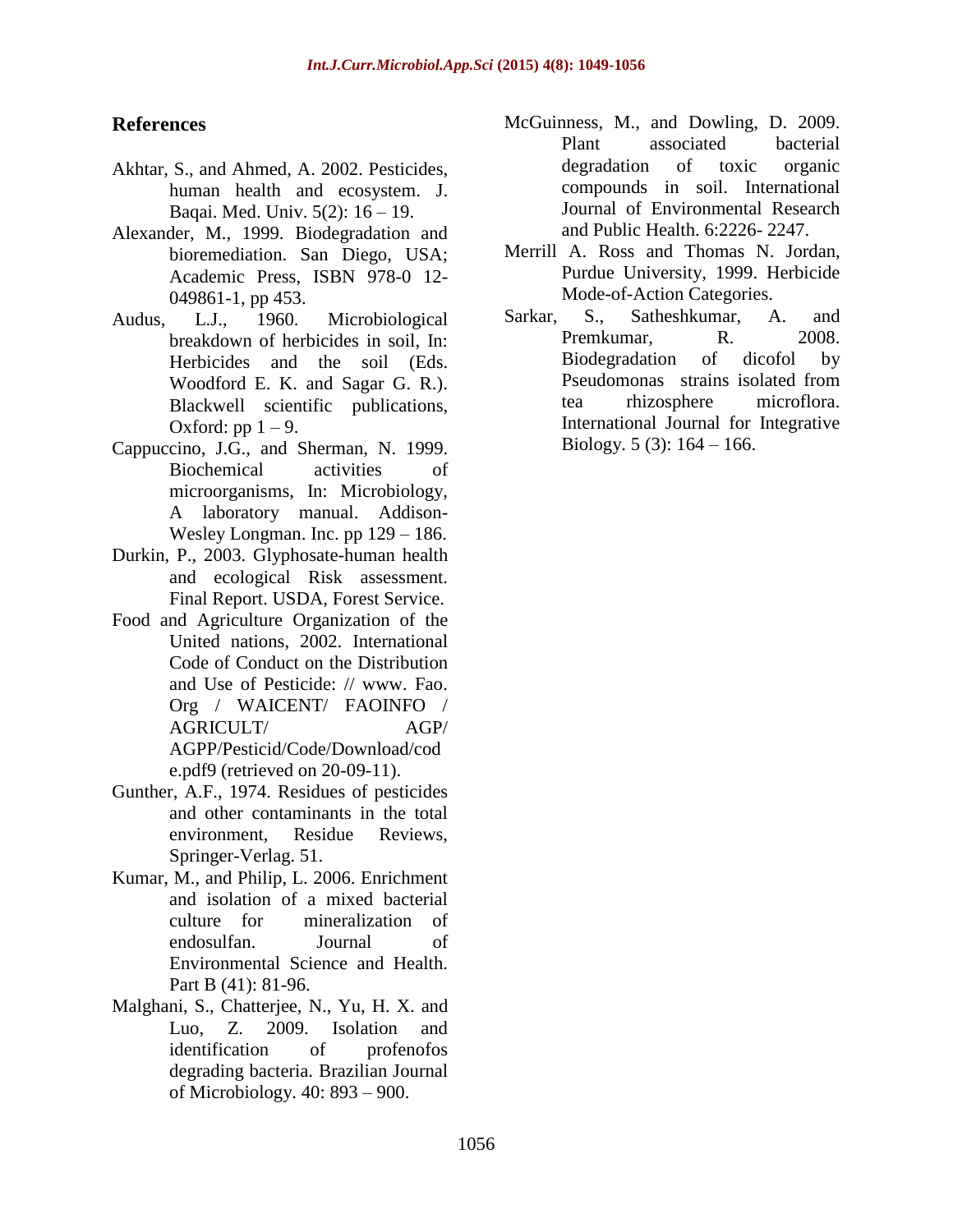## References

Akhtar, S., and Ahmed, A. 2002. Pesticides, human health and ecosystem. J. Baqai. Med. Univ. 5(2): 16 – 19.

Alexander, M., 1999. Biodegradation and bioremediation. San Diego, USA; Academic Press, ISBN 978-0 12-049861-1, pp 453.

Audus, L.J., 1960. Microbiological breakdown of herbicides in soil, In: Herbicides and the soil (Eds. Woodford E. K. and Sagar G. R.). Blackwell scientific publications, Oxford: pp 1 – 9.

Cappuccino, J.G., and Sherman, N. 1999. Biochemical activities of microorganisms, In: Microbiology, A laboratory manual. Addison-Wesley Longman. Inc. pp 129 – 186.

Durkin, P., 2003. Glyphosate-human health and ecological Risk assessment. Final Report. USDA, Forest Service.

Food and Agriculture Organization of the United nations, 2002. International Code of Conduct on the Distribution and Use of Pesticide: // www. Fao. Org / WAICENT/ FAOINFO / AGRICULT/ AGP/ AGPP/Pesticid/Code/Download/code.pdf9 (retrieved on 20-09-11).

Gunther, A.F., 1974. Residues of pesticides and other contaminants in the total environment, Residue Reviews, Springer-Verlag. 51.

Kumar, M., and Philip, L. 2006. Enrichment and isolation of a mixed bacterial culture for mineralization of endosulfan. Journal of Environmental Science and Health. Part B (41): 81-96.

Malghani, S., Chatterjee, N., Yu, H. X. and Luo, Z. 2009. Isolation and identification of profenofos degrading bacteria. Brazilian Journal of Microbiology. 40: 893 – 900.

McGuinness, M., and Dowling, D. 2009. Plant associated bacterial degradation of toxic organic compounds in soil. International Journal of Environmental Research and Public Health. 6:2226- 2247.

Merrill A. Ross and Thomas N. Jordan, Purdue University, 1999. Herbicide Mode-of-Action Categories.

Sarkar, S., Satheshkumar, A. and Premkumar, R. 2008. Biodegradation of dicofol by Pseudomonas strains isolated from tea rhizosphere microflora. International Journal for Integrative Biology. 5 (3): 164 – 166.